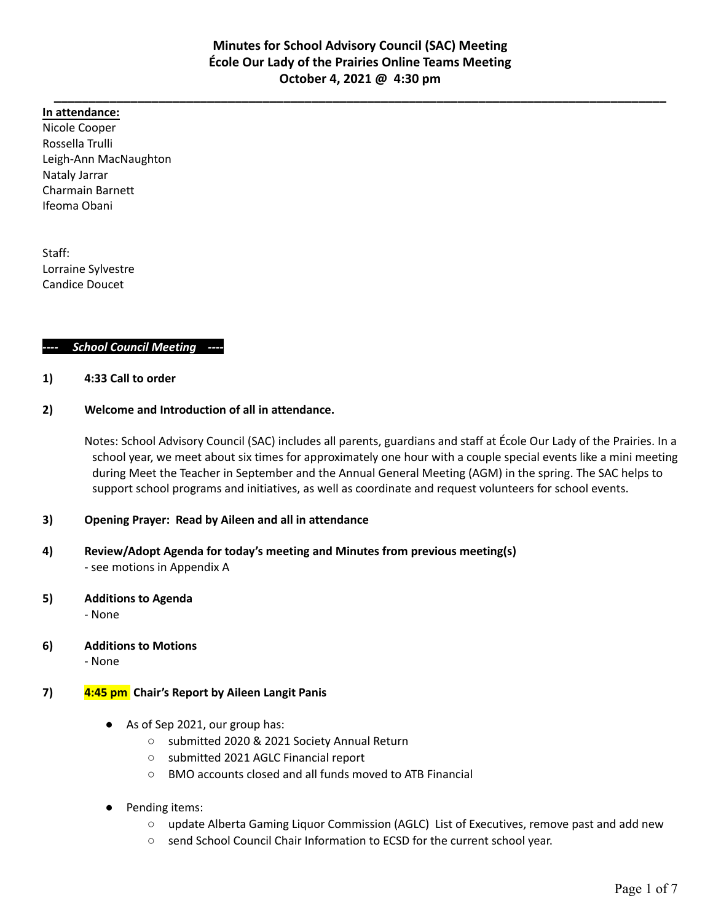# Minutes for School Advisory Council (SAC) Meeting
## École Our Lady of the Prairies Online Teams Meeting
## October 4, 2021 @ 4:30 pm

---

**In attendance:**

Nicole Cooper
Rossella Trulli
Leigh-Ann MacNaughton
Nataly Jarrar
Charmain Barnett
Ifeoma Obani

Staff:
Lorraine Sylvestre
Candice Doucet

***---- School Council Meeting ----***

**1) 4:33 Call to order**

**2) Welcome and Introduction of all in attendance.**

Notes: School Advisory Council (SAC) includes all parents, guardians and staff at École Our Lady of the Prairies. In a school year, we meet about six times for approximately one hour with a couple special events like a mini meeting during Meet the Teacher in September and the Annual General Meeting (AGM) in the spring. The SAC helps to support school programs and initiatives, as well as coordinate and request volunteers for school events.

**3) Opening Prayer: Read by Aileen and all in attendance**

**4) Review/Adopt Agenda for today's meeting and Minutes from previous meeting(s)**

- see motions in Appendix A

**5) Additions to Agenda**

- None

**6) Additions to Motions**

- None

**7) 4:45 pm Chair's Report by Aileen Langit Panis**

- As of Sep 2021, our group has:
  - submitted 2020 & 2021 Society Annual Return
  - submitted 2021 AGLC Financial report
  - BMO accounts closed and all funds moved to ATB Financial
- Pending items:
  - update Alberta Gaming Liquor Commission (AGLC) List of Executives, remove past and add new
  - send School Council Chair Information to ECSD for the current school year.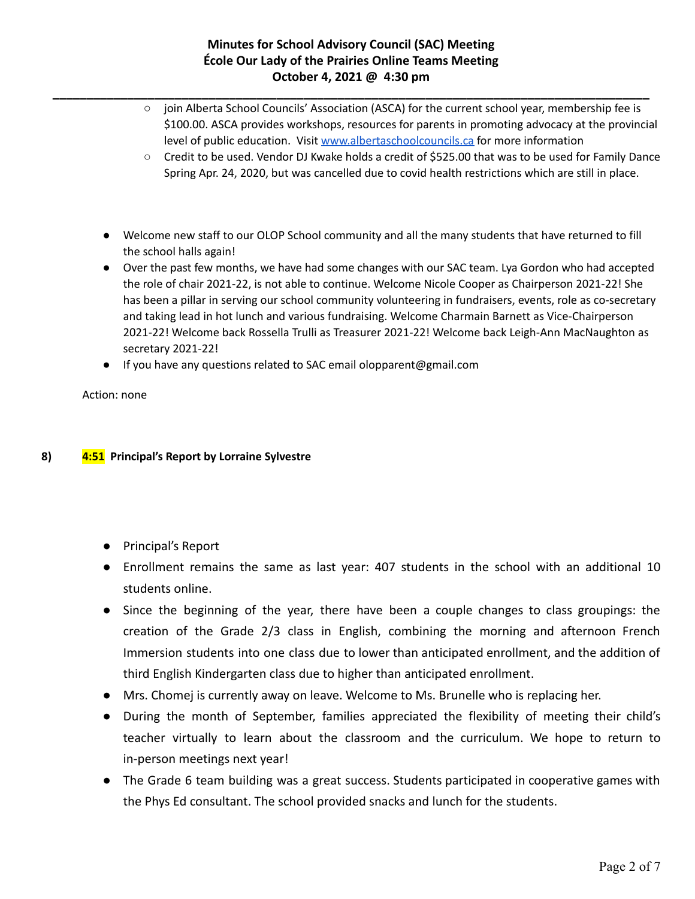- join Alberta School Councils' Association (ASCA) for the current school year, membership fee is $100.00. ASCA provides workshops, resources for parents in promoting advocacy at the provincial level of public education. Visit [www.albertaschoolcouncils.ca](http://www.albertaschoolcouncils.ca) for more information
- Credit to be used. Vendor DJ Kwake holds a credit of $525.00 that was to be used for Family Dance Spring Apr. 24, 2020, but was cancelled due to covid health restrictions which are still in place.

- Welcome new staff to our OLOP School community and all the many students that have returned to fill the school halls again!
- Over the past few months, we have had some changes with our SAC team. Lya Gordon who had accepted the role of chair 2021-22, is not able to continue. Welcome Nicole Cooper as Chairperson 2021-22! She has been a pillar in serving our school community volunteering in fundraisers, events, role as co-secretary and taking lead in hot lunch and various fundraising. Welcome Charmain Barnett as Vice-Chairperson 2021-22! Welcome back Rossella Trulli as Treasurer 2021-22! Welcome back Leigh-Ann MacNaughton as secretary 2021-22!
- If you have any questions related to SAC email olopparent@gmail.com

Action: none

**8) 4:51 Principal's Report by Lorraine Sylvestre**

- Principal's Report
- Enrollment remains the same as last year: 407 students in the school with an additional 10 students online.
- Since the beginning of the year, there have been a couple changes to class groupings: the creation of the Grade 2/3 class in English, combining the morning and afternoon French Immersion students into one class due to lower than anticipated enrollment, and the addition of third English Kindergarten class due to higher than anticipated enrollment.
- Mrs. Chomej is currently away on leave. Welcome to Ms. Brunelle who is replacing her.
- During the month of September, families appreciated the flexibility of meeting their child's teacher virtually to learn about the classroom and the curriculum. We hope to return to in-person meetings next year!
- The Grade 6 team building was a great success. Students participated in cooperative games with the Phys Ed consultant. The school provided snacks and lunch for the students.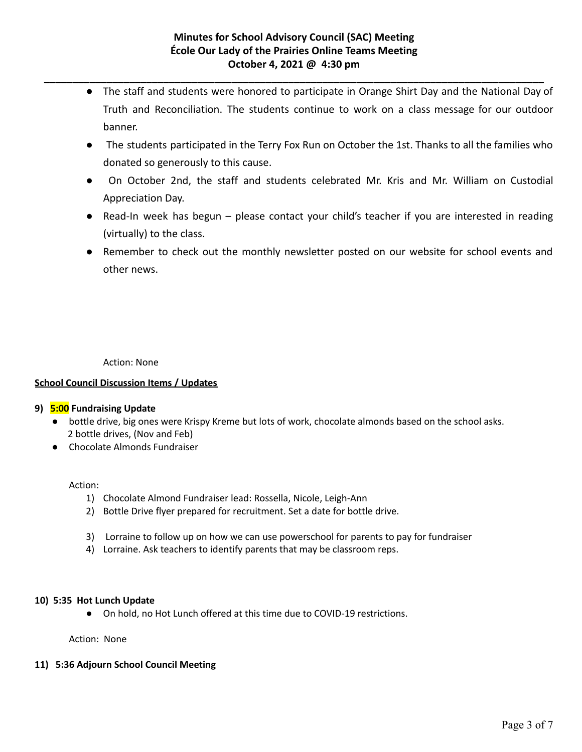- The staff and students were honored to participate in Orange Shirt Day and the National Day of Truth and Reconciliation. The students continue to work on a class message for our outdoor banner.
- The students participated in the Terry Fox Run on October the 1st. Thanks to all the families who donated so generously to this cause.
- On October 2nd, the staff and students celebrated Mr. Kris and Mr. William on Custodial Appreciation Day.
- Read-In week has begun – please contact your child's teacher if you are interested in reading (virtually) to the class.
- Remember to check out the monthly newsletter posted on our website for school events and other news.

Action: None

**School Council Discussion Items / Updates**

**9) 5:00 Fundraising Update**

- bottle drive, big ones were Krispy Kreme but lots of work, chocolate almonds based on the school asks. 2 bottle drives, (Nov and Feb)
- Chocolate Almonds Fundraiser

Action:

1) Chocolate Almond Fundraiser lead: Rossella, Nicole, Leigh-Ann
2) Bottle Drive flyer prepared for recruitment. Set a date for bottle drive.
3) Lorraine to follow up on how we can use powerschool for parents to pay for fundraiser
4) Lorraine. Ask teachers to identify parents that may be classroom reps.

**10) 5:35 Hot Lunch Update**

- On hold, no Hot Lunch offered at this time due to COVID-19 restrictions.

Action: None

**11) 5:36 Adjourn School Council Meeting**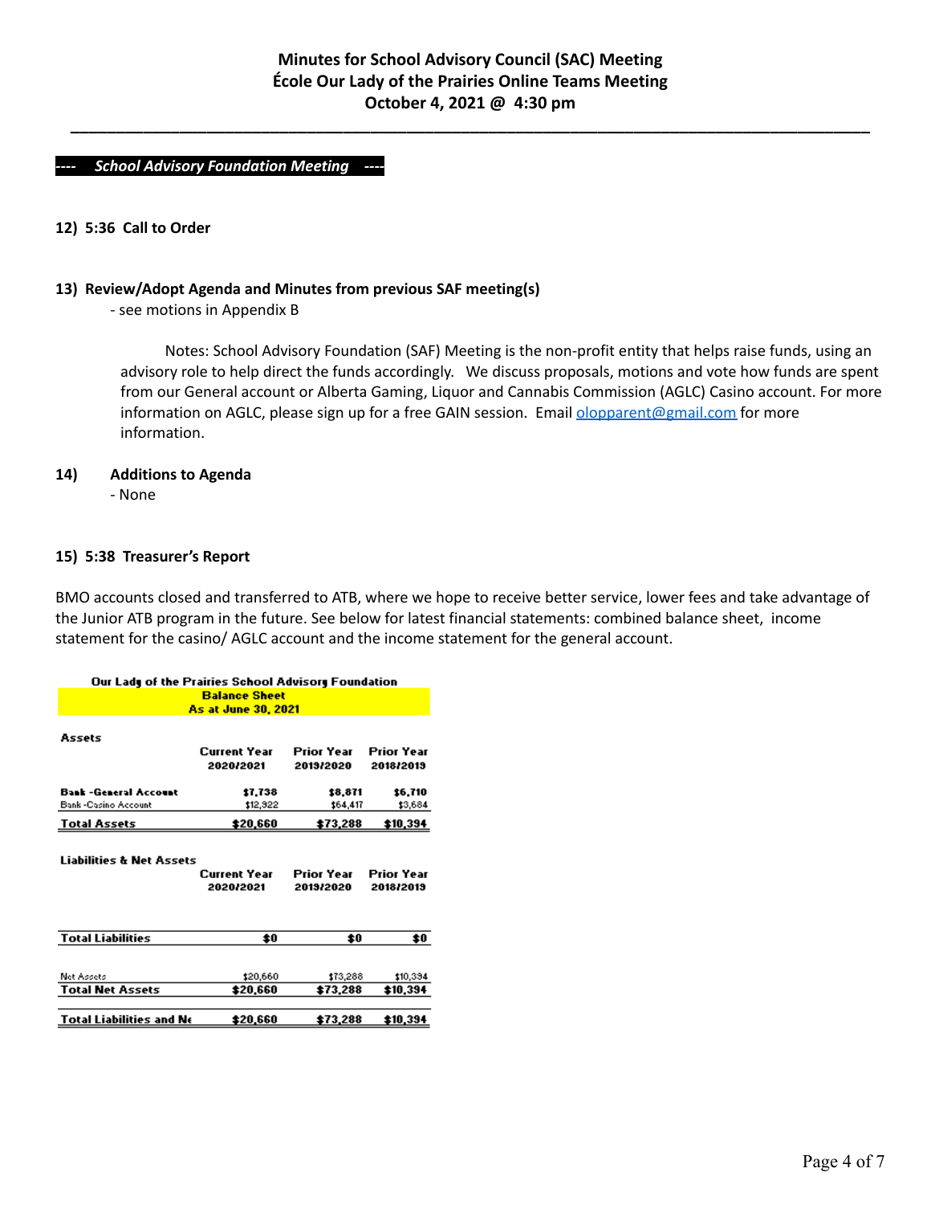# Minutes for School Advisory Council (SAC) Meeting
# École Our Lady of the Prairies Online Teams Meeting
# October 4, 2021 @ 4:30 pm

---

***---- School Advisory Foundation Meeting ----***

**12) 5:36 Call to Order**

**13) Review/Adopt Agenda and Minutes from previous SAF meeting(s)**

- see motions in Appendix B

Notes: School Advisory Foundation (SAF) Meeting is the non-profit entity that helps raise funds, using an advisory role to help direct the funds accordingly. We discuss proposals, motions and vote how funds are spent from our General account or Alberta Gaming, Liquor and Cannabis Commission (AGLC) Casino account. For more information on AGLC, please sign up for a free GAIN session. Email [olopparent@gmail.com](mailto:olopparent@gmail.com) for more information.

**14) Additions to Agenda**

- None

**15) 5:38 Treasurer's Report**

BMO accounts closed and transferred to ATB, where we hope to receive better service, lower fees and take advantage of the Junior ATB program in the future. See below for latest financial statements: combined balance sheet, income statement for the casino/ AGLC account and the income statement for the general account.

**Our Lady of the Prairies School Advisory Foundation**
**Balance Sheet**
**As at June 30, 2021**

| Assets | Current Year 2020/2021 | Prior Year 2019/2020 | Prior Year 2018/2019 |
|---|---|---|---|
| **Bank -General Account** | **$7,738** | **$8,871** | **$6,710** |
| Bank -Casino Account | $12,922 | $64,417 | $3,684 |
| **Total Assets** | **$20,660** | **$73,288** | **$10,394** |

| Liabilities & Net Assets | Current Year 2020/2021 | Prior Year 2019/2020 | Prior Year 2018/2019 |
|---|---|---|---|
| **Total Liabilities** | **$0** | **$0** | **$0** |
| Net Assets | $20,660 | $73,288 | $10,394 |
| **Total Net Assets** | **$20,660** | **$73,288** | **$10,394** |
| **Total Liabilities and Ne** | **$20,660** | **$73,288** | **$10,394** |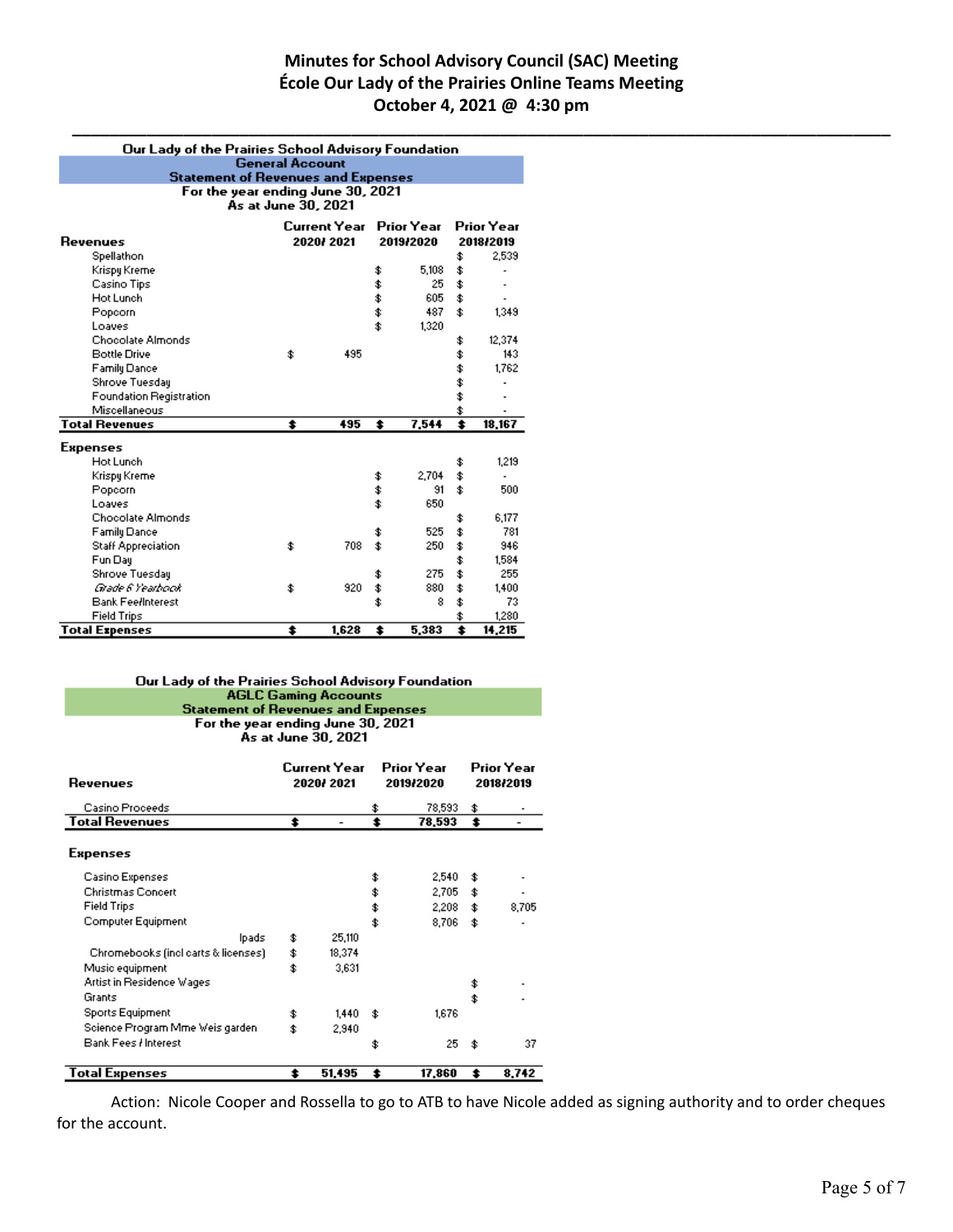# Minutes for School Advisory Council (SAC) Meeting
# École Our Lady of the Prairies Online Teams Meeting
# October 4, 2021 @ 4:30 pm

**Our Lady of the Prairies School Advisory Foundation**
**General Account**
**Statement of Revenues and Expenses**
**For the year ending June 30, 2021**
**As at June 30, 2021**

| **Revenues** | **Current Year 2020/ 2021** | **Prior Year 2019/2020** | **Prior Year 2018/2019** |
|---|---|---|---|
| Spellathon | | | $ 2,539 |
| Krispy Kreme | | $ 5,108 | $ - |
| Casino Tips | | $ 25 | $ - |
| Hot Lunch | | $ 605 | $ - |
| Popcorn | | $ 487 | $ 1,349 |
| Loaves | | $ 1,320 | |
| Chocolate Almonds | | | $ 12,374 |
| Bottle Drive | $ 495 | | $ 143 |
| Family Dance | | | $ 1,762 |
| Shrove Tuesday | | | $ - |
| Foundation Registration | | | $ - |
| Miscellaneous | | | $ - |
| **Total Revenues** | **$ 495** | **$ 7,544** | **$ 18,167** |
| | | | |
| **Expenses** | | | |
| Hot Lunch | | | $ 1,219 |
| Krispy Kreme | | $ 2,704 | $ - |
| Popcorn | | $ 91 | $ 500 |
| Loaves | | $ 650 | |
| Chocolate Almonds | | | $ 6,177 |
| Family Dance | | $ 525 | $ 781 |
| Staff Appreciation | $ 708 | $ 250 | $ 946 |
| Fun Day | | | $ 1,584 |
| Shrove Tuesday | | $ 275 | $ 255 |
| *Grade 6 Yearbook* | $ 920 | $ 880 | $ 1,400 |
| Bank Fee/Interest | | $ 8 | $ 73 |
| Field Trips | | | $ 1,280 |
| **Total Expenses** | **$ 1,628** | **$ 5,383** | **$ 14,215** |

**Our Lady of the Prairies School Advisory Foundation**
**AGLC Gaming Accounts**
**Statement of Revenues and Expenses**
**For the year ending June 30, 2021**
**As at June 30, 2021**

| **Revenues** | **Current Year 2020/ 2021** | **Prior Year 2019/2020** | **Prior Year 2018/2019** |
|---|---|---|---|
| Casino Proceeds | | $ 78,593 | $ - |
| **Total Revenues** | **$ -** | **$ 78,593** | **$ -** |
| | | | |
| **Expenses** | | | |
| Casino Expenses | | $ 2,540 | $ - |
| Christmas Concert | | $ 2,705 | $ - |
| Field Trips | | $ 2,208 | $ 8,705 |
| Computer Equipment | | $ 8,706 | $ - |
| Ipads | $ 25,110 | | |
| Chromebooks (incl carts & licenses) | $ 18,374 | | |
| Music equipment | $ 3,631 | | |
| Artist in Residence Wages | | | $ - |
| Grants | | | $ - |
| Sports Equipment | $ 1,440 | $ 1,676 | |
| Science Program Mme Weis garden | $ 2,940 | | |
| Bank Fees / Interest | | $ 25 | $ 37 |
| **Total Expenses** | **$ 51,495** | **$ 17,860** | **$ 8,742** |

Action: Nicole Cooper and Rossella to go to ATB to have Nicole added as signing authority and to order cheques for the account.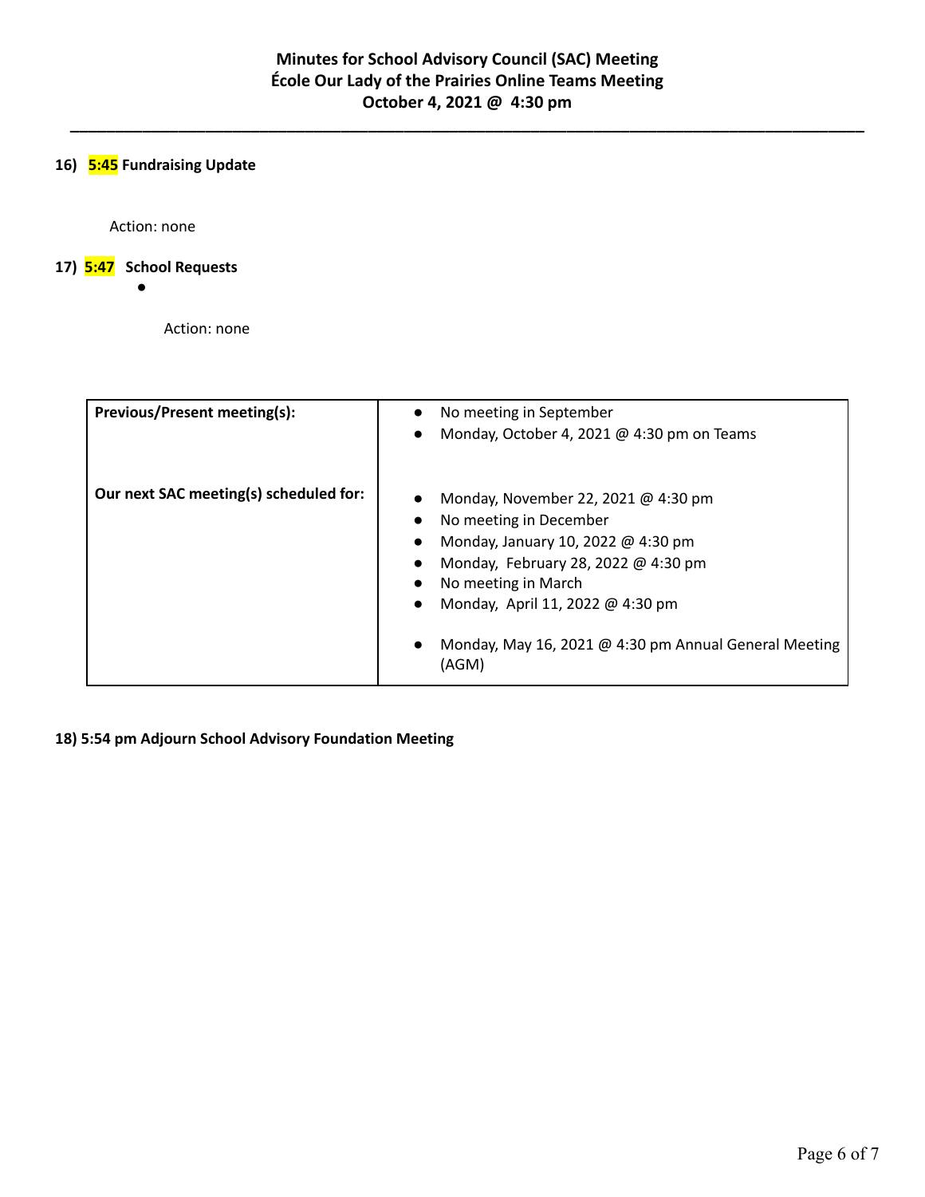# Minutes for School Advisory Council (SAC) Meeting
# École Our Lady of the Prairies Online Teams Meeting
# October 4, 2021 @ 4:30 pm

**16) 5:45 Fundraising Update**

Action: none

**17) 5:47 School Requests**

- 

Action: none

| **Previous/Present meeting(s):** | • No meeting in September<br>• Monday, October 4, 2021 @ 4:30 pm on Teams |
|---|---|
| **Our next SAC meeting(s) scheduled for:** | • Monday, November 22, 2021 @ 4:30 pm<br>• No meeting in December<br>• Monday, January 10, 2022 @ 4:30 pm<br>• Monday, February 28, 2022 @ 4:30 pm<br>• No meeting in March<br>• Monday, April 11, 2022 @ 4:30 pm<br>• Monday, May 16, 2021 @ 4:30 pm Annual General Meeting (AGM) |

**18) 5:54 pm Adjourn School Advisory Foundation Meeting**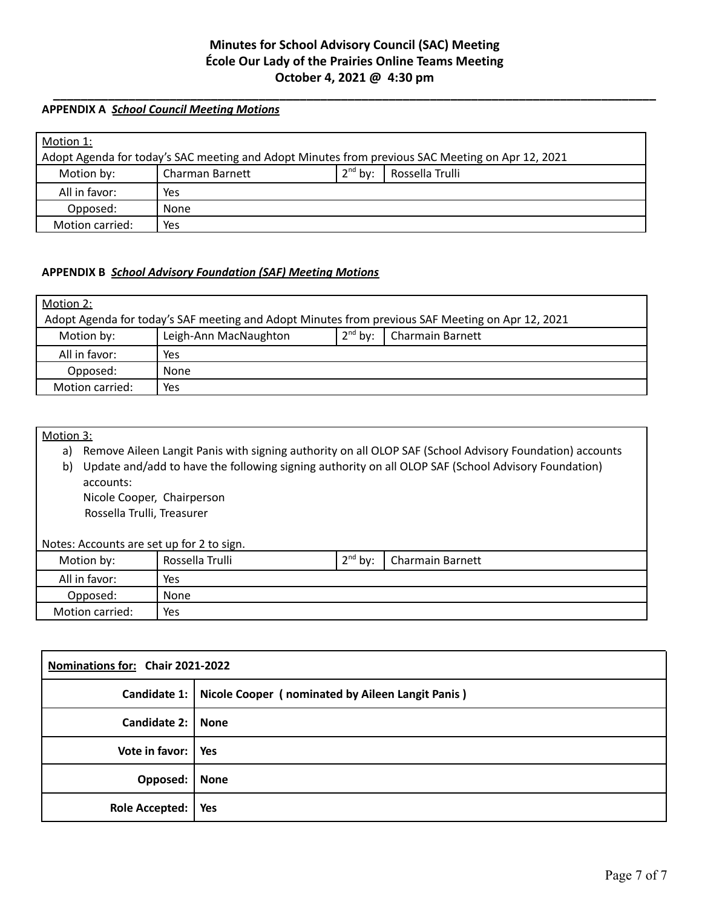**Minutes for School Advisory Council (SAC) Meeting**
**École Our Lady of the Prairies Online Teams Meeting**
**October 4, 2021 @ 4:30 pm**

**APPENDIX A** ***School Council Meeting Motions***

| | | | |
|---|---|---|---|
| Motion 1: Adopt Agenda for today's SAC meeting and Adopt Minutes from previous SAC Meeting on Apr 12, 2021 | | | |
| Motion by: | Charman Barnett | 2nd by: | Rossella Trulli |
| All in favor: | Yes | | |
| Opposed: | None | | |
| Motion carried: | Yes | | |

**APPENDIX B** ***School Advisory Foundation (SAF) Meeting Motions***

| | | | |
|---|---|---|---|
| Motion 2: Adopt Agenda for today's SAF meeting and Adopt Minutes from previous SAF Meeting on Apr 12, 2021 | | | |
| Motion by: | Leigh-Ann MacNaughton | 2nd by: | Charmain Barnett |
| All in favor: | Yes | | |
| Opposed: | None | | |
| Motion carried: | Yes | | |

Motion 3:

a) Remove Aileen Langit Panis with signing authority on all OLOP SAF (School Advisory Foundation) accounts
b) Update and/add to have the following signing authority on all OLOP SAF (School Advisory Foundation) accounts:
   Nicole Cooper, Chairperson
   Rossella Trulli, Treasurer

Notes: Accounts are set up for 2 to sign.

| | | | |
|---|---|---|---|
| Motion by: | Rossella Trulli | 2nd by: | Charmain Barnett |
| All in favor: | Yes | | |
| Opposed: | None | | |
| Motion carried: | Yes | | |

| | |
|---|---|
| **Nominations for: Chair 2021-2022** | |
| **Candidate 1:** | **Nicole Cooper ( nominated by Aileen Langit Panis )** |
| **Candidate 2:** | **None** |
| **Vote in favor:** | **Yes** |
| **Opposed:** | **None** |
| **Role Accepted:** | **Yes** |